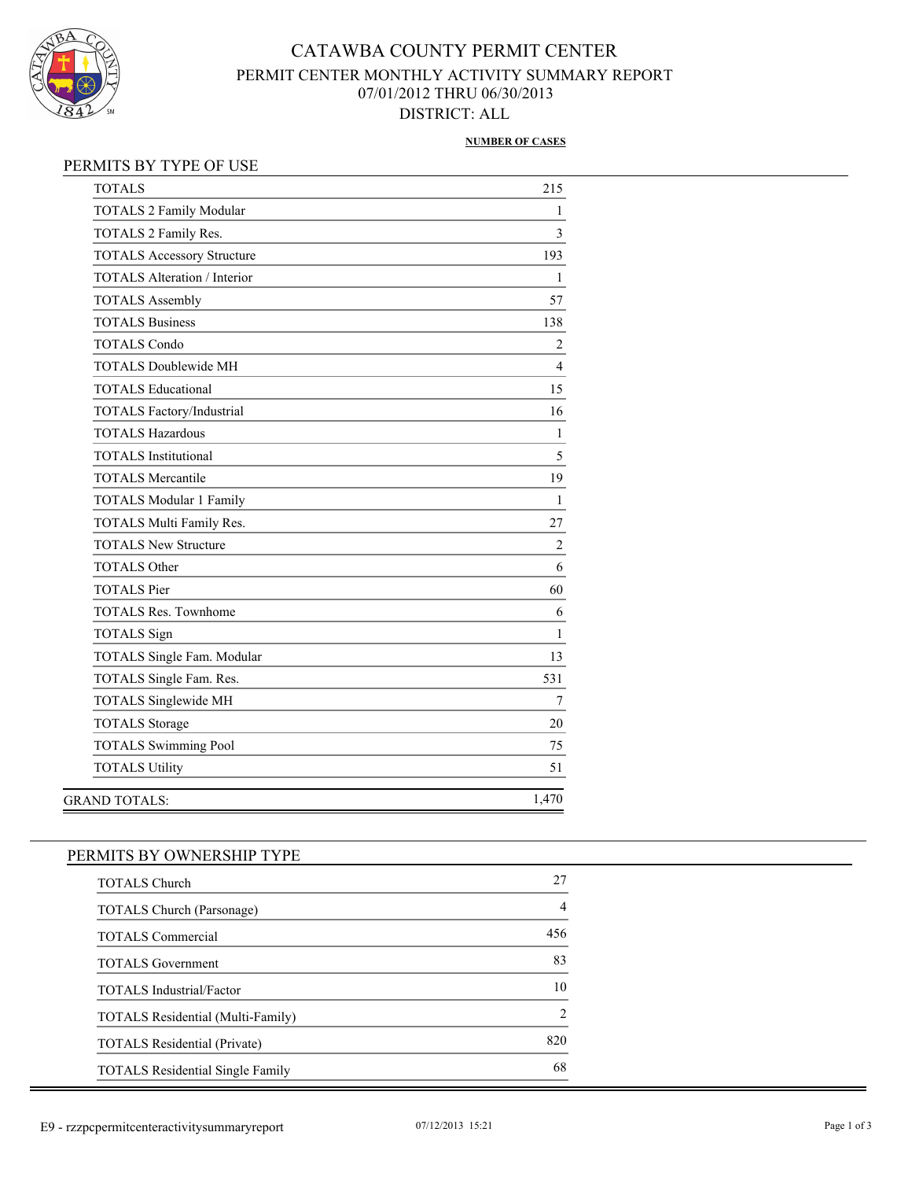# CATAWBA COUNTY PERMIT CENTER

## PERMIT CENTER MONTHLY ACTIVITY SUMMARY REPORT

07/01/2012 THRU 06/30/2013

DISTRICT: ALL

### PERMITS BY TYPE OF USE

| | NUMBER OF CASES |
|---|---|
| TOTALS | 215 |
| TOTALS 2 Family Modular | 1 |
| TOTALS 2 Family Res. | 3 |
| TOTALS Accessory Structure | 193 |
| TOTALS Alteration / Interior | 1 |
| TOTALS Assembly | 57 |
| TOTALS Business | 138 |
| TOTALS Condo | 2 |
| TOTALS Doublewide MH | 4 |
| TOTALS Educational | 15 |
| TOTALS Factory/Industrial | 16 |
| TOTALS Hazardous | 1 |
| TOTALS Institutional | 5 |
| TOTALS Mercantile | 19 |
| TOTALS Modular 1 Family | 1 |
| TOTALS Multi Family Res. | 27 |
| TOTALS New Structure | 2 |
| TOTALS Other | 6 |
| TOTALS Pier | 60 |
| TOTALS Res. Townhome | 6 |
| TOTALS Sign | 1 |
| TOTALS Single Fam. Modular | 13 |
| TOTALS Single Fam. Res. | 531 |
| TOTALS Singlewide MH | 7 |
| TOTALS Storage | 20 |
| TOTALS Swimming Pool | 75 |
| TOTALS Utility | 51 |
| GRAND TOTALS: | 1,470 |

### PERMITS BY OWNERSHIP TYPE

| | NUMBER OF CASES |
|---|---|
| TOTALS Church | 27 |
| TOTALS Church (Parsonage) | 4 |
| TOTALS Commercial | 456 |
| TOTALS Government | 83 |
| TOTALS Industrial/Factor | 10 |
| TOTALS Residential (Multi-Family) | 2 |
| TOTALS Residential (Private) | 820 |
| TOTALS Residential Single Family | 68 |

E9 - rzzpcpermitcenteractivitysummaryreport 07/12/2013 15:21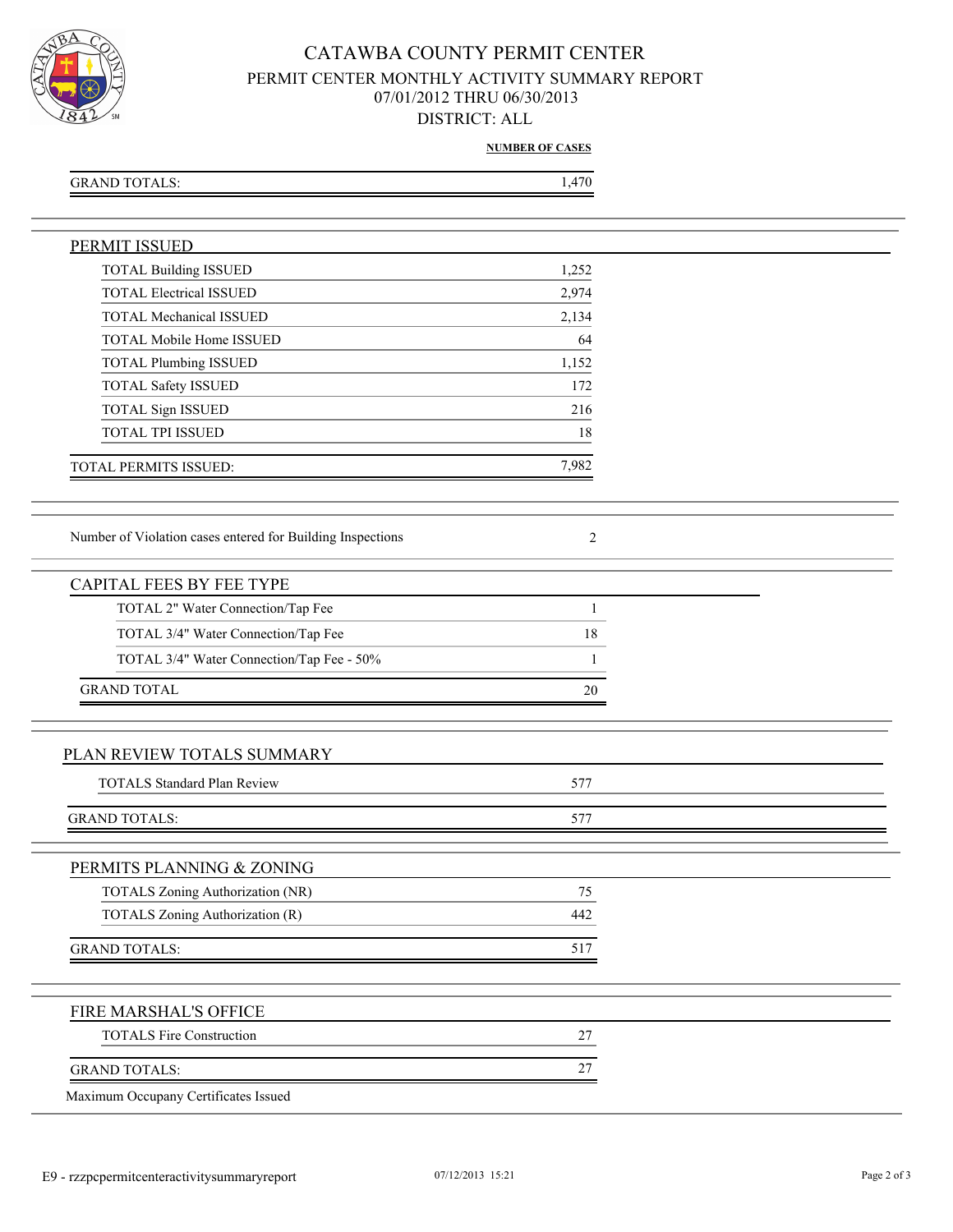# CATAWBA COUNTY PERMIT CENTER

## PERMIT CENTER MONTHLY ACTIVITY SUMMARY REPORT

07/01/2012 THRU 06/30/2013

DISTRICT: ALL

| | NUMBER OF CASES |
|---|---|
| GRAND TOTALS: | 1,470 |

## PERMIT ISSUED

| | |
|---|---|
| TOTAL Building ISSUED | 1,252 |
| TOTAL Electrical ISSUED | 2,974 |
| TOTAL Mechanical ISSUED | 2,134 |
| TOTAL Mobile Home ISSUED | 64 |
| TOTAL Plumbing ISSUED | 1,152 |
| TOTAL Safety ISSUED | 172 |
| TOTAL Sign ISSUED | 216 |
| TOTAL TPI ISSUED | 18 |
| TOTAL PERMITS ISSUED: | 7,982 |

Number of Violation cases entered for Building Inspections 2

## CAPITAL FEES BY FEE TYPE

| | |
|---|---|
| TOTAL 2" Water Connection/Tap Fee | 1 |
| TOTAL 3/4" Water Connection/Tap Fee | 18 |
| TOTAL 3/4" Water Connection/Tap Fee - 50% | 1 |
| GRAND TOTAL | 20 |

## PLAN REVIEW TOTALS SUMMARY

| | |
|---|---|
| TOTALS Standard Plan Review | 577 |
| GRAND TOTALS: | 577 |

## PERMITS PLANNING & ZONING

| | |
|---|---|
| TOTALS Zoning Authorization (NR) | 75 |
| TOTALS Zoning Authorization (R) | 442 |
| GRAND TOTALS: | 517 |

## FIRE MARSHAL'S OFFICE

| | |
|---|---|
| TOTALS Fire Construction | 27 |
| GRAND TOTALS: | 27 |

Maximum Occupany Certificates Issued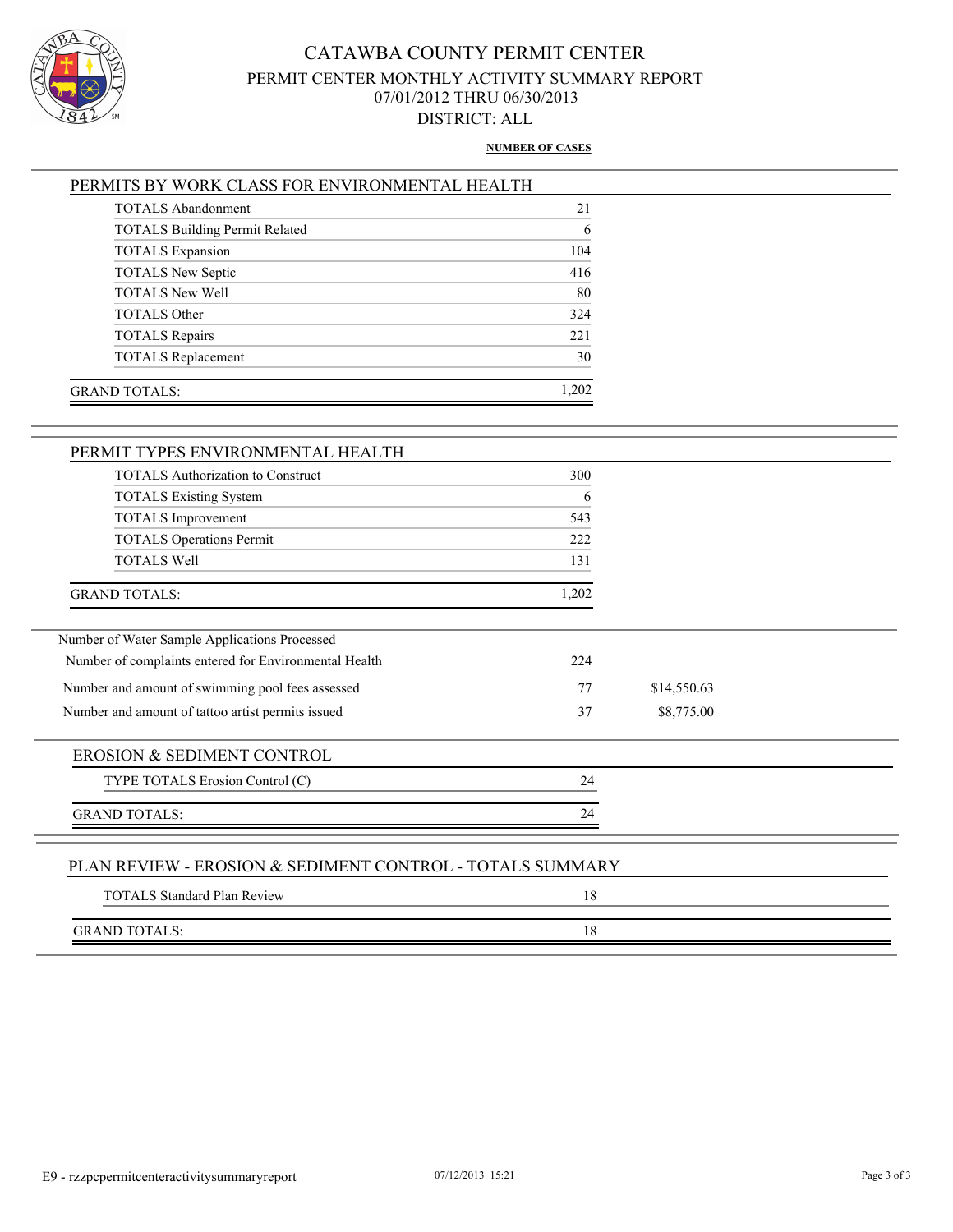# CATAWBA COUNTY PERMIT CENTER

## PERMIT CENTER MONTHLY ACTIVITY SUMMARY REPORT

## 07/01/2012 THRU 06/30/2013

## DISTRICT: ALL

**NUMBER OF CASES**

### PERMITS BY WORK CLASS FOR ENVIRONMENTAL HEALTH

| | |
|---|---|
| TOTALS Abandonment | 21 |
| TOTALS Building Permit Related | 6 |
| TOTALS Expansion | 104 |
| TOTALS New Septic | 416 |
| TOTALS New Well | 80 |
| TOTALS Other | 324 |
| TOTALS Repairs | 221 |
| TOTALS Replacement | 30 |
| GRAND TOTALS: | 1,202 |

### PERMIT TYPES ENVIRONMENTAL HEALTH

| | |
|---|---|
| TOTALS Authorization to Construct | 300 |
| TOTALS Existing System | 6 |
| TOTALS Improvement | 543 |
| TOTALS Operations Permit | 222 |
| TOTALS Well | 131 |
| GRAND TOTALS: | 1,202 |

| | | |
|---|---|---|
| Number of Water Sample Applications Processed | | |
| Number of complaints entered for Environmental Health | 224 | |
| Number and amount of swimming pool fees assessed | 77 | $14,550.63 |
| Number and amount of tattoo artist permits issued | 37 | $8,775.00 |

### EROSION & SEDIMENT CONTROL

| | |
|---|---|
| TYPE TOTALS Erosion Control (C) | 24 |
| GRAND TOTALS: | 24 |

### PLAN REVIEW - EROSION & SEDIMENT CONTROL - TOTALS SUMMARY

| | |
|---|---|
| TOTALS Standard Plan Review | 18 |
| GRAND TOTALS: | 18 |

E9 - rzzpcpermitcenteractivitysummaryreport 07/12/2013 15:21